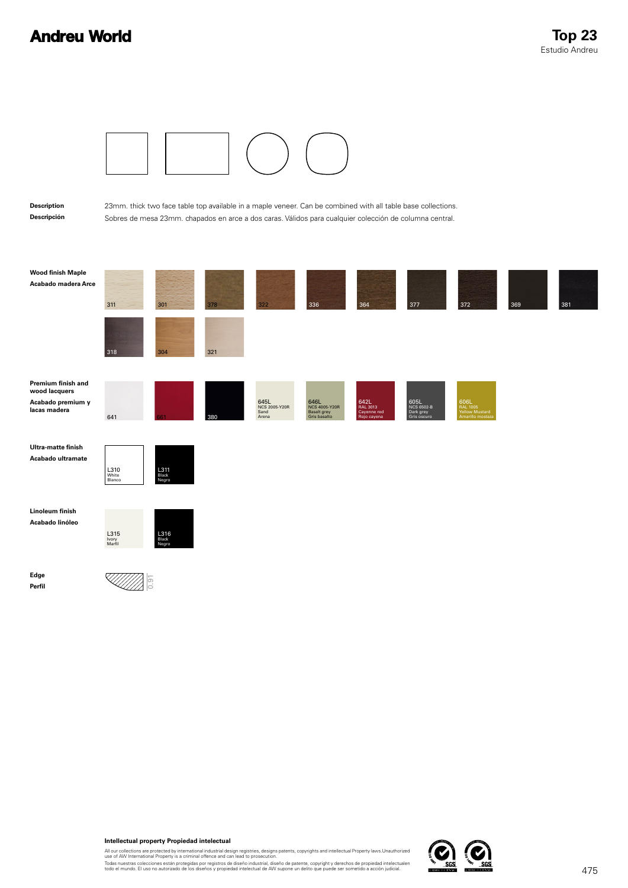# Andreu World

## Top 23
Estudio Andreu

**Description**
23mm. thick two face table top available in a maple veneer. Can be combined with all table base collections.

**Descripción**
Sobres de mesa 23mm. chapados en arce a dos caras. Válidos para cualquier colección de columna central.

**Wood finish Maple**
**Acabado madera Arce**

311, 301, 378, 322, 336, 364, 377, 372, 369, 381

318, 304, 321

**Premium finish and wood lacquers**
**Acabado premium y lacas madera**

641, 661, 380, 645L NCS 2005-Y20R Sand Arena, 646L NCS 4005-Y20R Basalt grey Gris basalto, 642L RAL 3013 Cayenne red Rojo cayena, 605L NCS 6502-B Dark grey Gris oscuro, 606L RAL 1005 Yellow Mustard Amarillo mostaza

**Ultra-matte finish**
**Acabado ultramate**

L310 White Blanco, L311 Black Negro

**Linoleum finish**
**Acabado linóleo**

L315 Ivory Marfil, L316 Black Negro

**Edge**
**Perfil**

0.91

**Intellectual property Propiedad intelectual**

All our collections are protected by international industrial design registries, designs patents, copyrights and intellectual Property laws.Unauthorized use of AW International Property is a criminal offence and can lead to prosecution.

Todas nuestras colecciones están protegidas por registros de diseño industrial, diseño de patente, copyright y derechos de propiedad intelectualen todo el mundo. El uso no autorizado de los diseños y propiedad intelectual de AW supone un delito que puede ser sometido a acción judicial.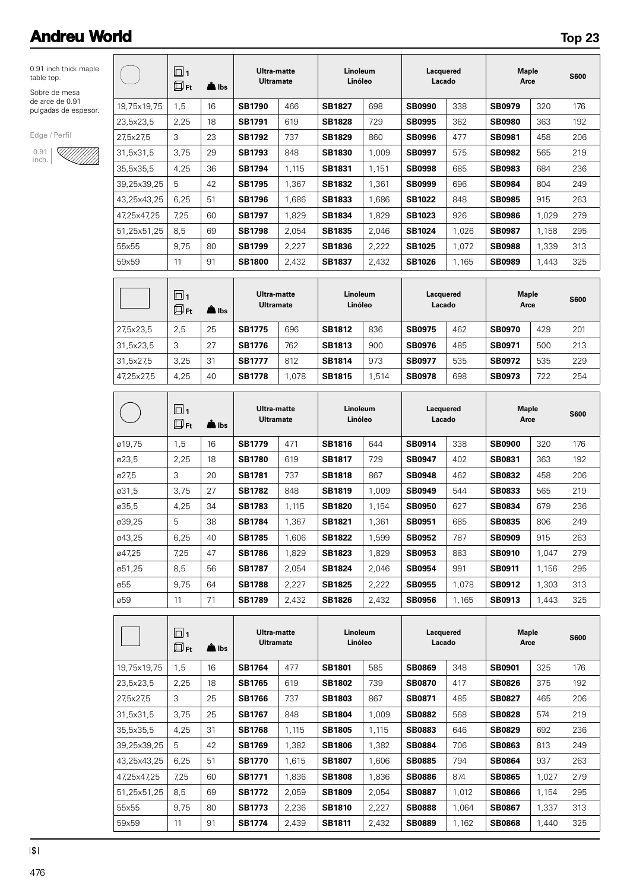# Andreu World

## Top 23

0.91 inch thick maple table top.

Sobre de mesa de arce de 0.91 pulgadas de espesor.

Edge / Perfil

0.91 inch.

| | 1 Ft | lbs | Ultra-matte Ultramate | | Linoleum Linóleo | | Lacquered Lacado | | Maple Arce | | S600 |
|---|---|---|---|---|---|---|---|---|---|---|---|
| 19,75x19,75 | 1,5 | 16 | **SB1790** | 466 | **SB1827** | 698 | **SB0990** | 338 | **SB0979** | 320 | 176 |
| 23,5x23,5 | 2,25 | 18 | **SB1791** | 619 | **SB1828** | 729 | **SB0995** | 362 | **SB0980** | 363 | 192 |
| 27,5x27,5 | 3 | 23 | **SB1792** | 737 | **SB1829** | 860 | **SB0996** | 477 | **SB0981** | 458 | 206 |
| 31,5x31,5 | 3,75 | 29 | **SB1793** | 848 | **SB1830** | 1,009 | **SB0997** | 575 | **SB0982** | 565 | 219 |
| 35,5x35,5 | 4,25 | 36 | **SB1794** | 1,115 | **SB1831** | 1,151 | **SB0998** | 685 | **SB0983** | 684 | 236 |
| 39,25x39,25 | 5 | 42 | **SB1795** | 1,367 | **SB1832** | 1,361 | **SB0999** | 696 | **SB0984** | 804 | 249 |
| 43,25x43,25 | 6,25 | 51 | **SB1796** | 1,686 | **SB1833** | 1,686 | **SB1022** | 848 | **SB0985** | 915 | 263 |
| 47,25x47,25 | 7,25 | 60 | **SB1797** | 1,829 | **SB1834** | 1,829 | **SB1023** | 926 | **SB0986** | 1,029 | 279 |
| 51,25x51,25 | 8,5 | 69 | **SB1798** | 2,054 | **SB1835** | 2,046 | **SB1024** | 1,026 | **SB0987** | 1,158 | 295 |
| 55x55 | 9,75 | 80 | **SB1799** | 2,227 | **SB1836** | 2,222 | **SB1025** | 1,072 | **SB0988** | 1,339 | 313 |
| 59x59 | 11 | 91 | **SB1800** | 2,432 | **SB1837** | 2,432 | **SB1026** | 1,165 | **SB0989** | 1,443 | 325 |

| | 1 Ft | lbs | Ultra-matte Ultramate | | Linoleum Linóleo | | Lacquered Lacado | | Maple Arce | | S600 |
|---|---|---|---|---|---|---|---|---|---|---|---|
| 27,5x23,5 | 2,5 | 25 | **SB1775** | 696 | **SB1812** | 836 | **SB0975** | 462 | **SB0970** | 429 | 201 |
| 31,5x23,5 | 3 | 27 | **SB1776** | 762 | **SB1813** | 900 | **SB0976** | 485 | **SB0971** | 500 | 213 |
| 31,5x27,5 | 3,25 | 31 | **SB1777** | 812 | **SB1814** | 973 | **SB0977** | 535 | **SB0972** | 535 | 229 |
| 47,25x27,5 | 4,25 | 40 | **SB1778** | 1,078 | **SB1815** | 1,514 | **SB0978** | 698 | **SB0973** | 722 | 254 |

| | 1 Ft | lbs | Ultra-matte Ultramate | | Linoleum Linóleo | | Lacquered Lacado | | Maple Arce | | S600 |
|---|---|---|---|---|---|---|---|---|---|---|---|
| ø19,75 | 1,5 | 16 | **SB1779** | 471 | **SB1816** | 644 | **SB0914** | 338 | **SB0900** | 320 | 176 |
| ø23,5 | 2,25 | 18 | **SB1780** | 619 | **SB1817** | 729 | **SB0947** | 402 | **SB0831** | 363 | 192 |
| ø27,5 | 3 | 20 | **SB1781** | 737 | **SB1818** | 867 | **SB0948** | 462 | **SB0832** | 458 | 206 |
| ø31,5 | 3,75 | 27 | **SB1782** | 848 | **SB1819** | 1,009 | **SB0949** | 544 | **SB0833** | 565 | 219 |
| ø35,5 | 4,25 | 34 | **SB1783** | 1,115 | **SB1820** | 1,154 | **SB0950** | 627 | **SB0834** | 679 | 236 |
| ø39,25 | 5 | 38 | **SB1784** | 1,367 | **SB1821** | 1,361 | **SB0951** | 685 | **SB0835** | 806 | 249 |
| ø43,25 | 6,25 | 40 | **SB1785** | 1,606 | **SB1822** | 1,599 | **SB0952** | 787 | **SB0909** | 915 | 263 |
| ø47,25 | 7,25 | 47 | **SB1786** | 1,829 | **SB1823** | 1,829 | **SB0953** | 883 | **SB0910** | 1,047 | 279 |
| ø51,25 | 8,5 | 56 | **SB1787** | 2,054 | **SB1824** | 2,046 | **SB0954** | 991 | **SB0911** | 1,156 | 295 |
| ø55 | 9,75 | 64 | **SB1788** | 2,227 | **SB1825** | 2,222 | **SB0955** | 1,078 | **SB0912** | 1,303 | 313 |
| ø59 | 11 | 71 | **SB1789** | 2,432 | **SB1826** | 2,432 | **SB0956** | 1,165 | **SB0913** | 1,443 | 325 |

| | 1 Ft | lbs | Ultra-matte Ultramate | | Linoleum Linóleo | | Lacquered Lacado | | Maple Arce | | S600 |
|---|---|---|---|---|---|---|---|---|---|---|---|
| 19,75x19,75 | 1,5 | 16 | **SB1764** | 477 | **SB1801** | 585 | **SB0869** | 348 | **SB0901** | 325 | 176 |
| 23,5x23,5 | 2,25 | 18 | **SB1765** | 619 | **SB1802** | 739 | **SB0870** | 417 | **SB0826** | 375 | 192 |
| 27,5x27,5 | 3 | 25 | **SB1766** | 737 | **SB1803** | 867 | **SB0871** | 485 | **SB0827** | 465 | 206 |
| 31,5x31,5 | 3,75 | 25 | **SB1767** | 848 | **SB1804** | 1,009 | **SB0882** | 568 | **SB0828** | 574 | 219 |
| 35,5x35,5 | 4,25 | 31 | **SB1768** | 1,115 | **SB1805** | 1,115 | **SB0883** | 646 | **SB0829** | 692 | 236 |
| 39,25x39,25 | 5 | 42 | **SB1769** | 1,382 | **SB1806** | 1,382 | **SB0884** | 706 | **SB0863** | 813 | 249 |
| 43,25x43,25 | 6,25 | 51 | **SB1770** | 1,615 | **SB1807** | 1,606 | **SB0885** | 794 | **SB0864** | 937 | 263 |
| 47,25x47,25 | 7,25 | 60 | **SB1771** | 1,836 | **SB1808** | 1,836 | **SB0886** | 874 | **SB0865** | 1,027 | 279 |
| 51,25x51,25 | 8,5 | 69 | **SB1772** | 2,059 | **SB1809** | 2,054 | **SB0887** | 1,012 | **SB0866** | 1,154 | 295 |
| 55x55 | 9,75 | 80 | **SB1773** | 2,236 | **SB1810** | 2,227 | **SB0888** | 1,064 | **SB0867** | 1,337 | 313 |
| 59x59 | 11 | 91 | **SB1774** | 2,439 | **SB1811** | 2,432 | **SB0889** | 1,162 | **SB0868** | 1,440 | 325 |

|$|